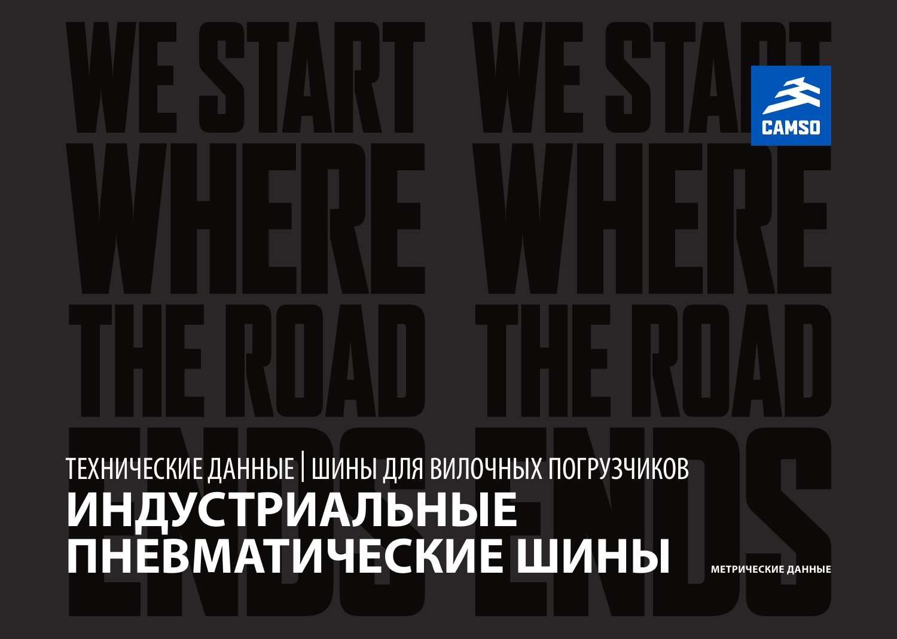WE START WHERE THE ROAD ENDS

CAMSO

ТЕХНИЧЕСКИЕ ДАННЫЕ | ШИНЫ ДЛЯ ВИЛОЧНЫХ ПОГРУЗЧИКОВ

# ИНДУСТРИАЛЬНЫЕ ПНЕВМАТИЧЕСКИЕ ШИНЫ

**МЕТРИЧЕСКИЕ ДАННЫЕ**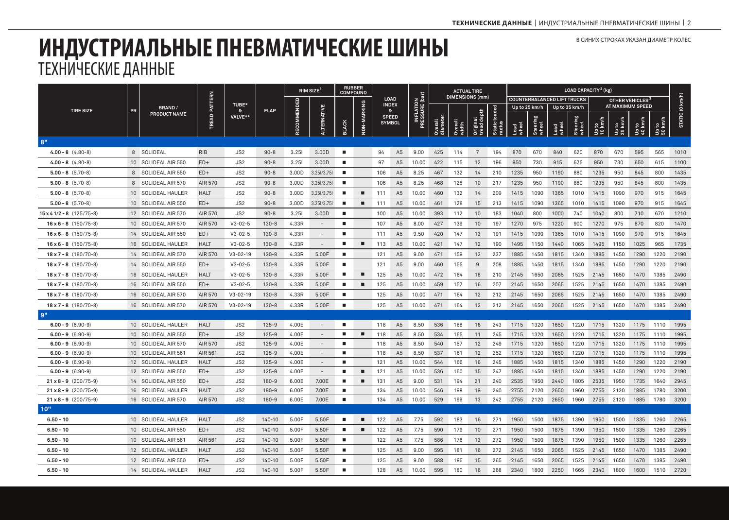# ИНДУСТРИАЛЬНЫЕ ПНЕВМАТИЧЕСКИЕ ШИНЫ
## ТЕХНИЧЕСКИЕ ДАННЫЕ

В СИНИХ СТРОКАХ УКАЗАН ДИАМЕТР КОЛЕС

| TIRE SIZE | PR | BRAND / PRODUCT NAME | TREAD PATTERN | TUBE* & VALVE** | FLAP | RIM SIZE[1] | | RUBBER COMPOUND | | LOAD INDEX & SPEED SYMBOL | | INFLATION PRESSURE (bar) | ACTUAL TIRE DIMENSIONS (mm) | | | | LOAD CAPACITY[2] (kg) | | | | | | | | |
|---|---|---|---|---|---|---|---|---|---|---|---|---|---|---|---|---|---|---|---|---|---|---|---|---|---|
| | | | | | | | | | | | | | | | | | COUNTERBALANCED LIFT TRUCKS | | | | OTHER VEHICLES[3] AT MAXIMUM SPEED | | | | |
| | | | | | | | | | | | | | | | | | Up to 25 km/h | | Up to 35 km/h | | | | | | |
| | | | | | | RECOMMENDED | ALTERNATIVE | BLACK | NON-MARKING | | | | Overall diameter | Overall width | Original tread depth | Static loaded radius | Load wheel | Steering wheel | Load wheel | Steering wheel | Up to 10 km/h | Up to 25 km/h | Up to 40 km/h | Up to 50 km/h | STATIC (0 km/h) |
| **8"** | | | | | | | | | | | | | | | | | | | | | | | | | |
| **4.00 - 8** (4.80-8) | 8 | SOLIDEAL | RIB | JS2 | 90-8 | 3.25I | 3.00D | ■ | | 94 | A5 | 9.00 | 425 | 114 | 7 | 194 | 870 | 670 | 840 | 620 | 870 | 670 | 595 | 565 | 1010 |
| **4.00 - 8** (4.80-8) | 10 | SOLIDEAL AIR 550 | ED+ | JS2 | 90-8 | 3.25I | 3.00D | ■ | | 97 | A5 | 10.00 | 422 | 115 | 12 | 196 | 950 | 730 | 915 | 675 | 950 | 730 | 650 | 615 | 1100 |
| **5.00 - 8** (5.70-8) | 8 | SOLIDEAL AIR 550 | ED+ | JS2 | 90-8 | 3.00D | 3.25I/3.75I | ■ | | 106 | A5 | 8.25 | 467 | 132 | 14 | 210 | 1235 | 950 | 1190 | 880 | 1235 | 950 | 845 | 800 | 1435 |
| **5.00 - 8** (5.70-8) | 8 | SOLIDEAL AIR 570 | AIR 570 | JS2 | 90-8 | 3.00D | 3.25I/3.75I | ■ | | 106 | A5 | 8.25 | 468 | 128 | 10 | 217 | 1235 | 950 | 1190 | 880 | 1235 | 950 | 845 | 800 | 1435 |
| **5.00 - 8** (5.70-8) | 10 | SOLIDEAL HAULER | HALT | JS2 | 90-8 | 3.00D | 3.25I/3.75I | ■ | ■ | 111 | A5 | 10.00 | 460 | 132 | 14 | 209 | 1415 | 1090 | 1365 | 1010 | 1415 | 1090 | 970 | 915 | 1645 |
| **5.00 - 8** (5.70-8) | 10 | SOLIDEAL AIR 550 | ED+ | JS2 | 90-8 | 3.00D | 3.25I/3.75I | ■ | ■ | 111 | A5 | 10.00 | 461 | 128 | 15 | 213 | 1415 | 1090 | 1365 | 1010 | 1415 | 1090 | 970 | 915 | 1645 |
| **15 x 4 1/2 - 8** (125/75-8) | 12 | SOLIDEAL AIR 570 | AIR 570 | JS2 | 90-8 | 3.25I | 3.00D | ■ | | 100 | A5 | 10.00 | 393 | 112 | 10 | 183 | 1040 | 800 | 1000 | 740 | 1040 | 800 | 710 | 670 | 1210 |
| **16 x 6 - 8** (150/75-8) | 10 | SOLIDEAL AIR 570 | AIR 570 | V3-02-5 | 130-8 | 4.33R | - | ■ | | 107 | A5 | 8.00 | 427 | 139 | 10 | 197 | 1270 | 975 | 1220 | 900 | 1270 | 975 | 870 | 820 | 1470 |
| **16 x 6 - 8** (150/75-8) | 14 | SOLIDEAL AIR 550 | ED+ | V3-02-5 | 130-8 | 4.33R | - | ■ | | 111 | A5 | 9.50 | 420 | 147 | 13 | 191 | 1415 | 1090 | 1365 | 1010 | 1415 | 1090 | 970 | 915 | 1645 |
| **16 x 6 - 8** (150/75-8) | 16 | SOLIDEAL HAULER | HALT | V3-02-5 | 130-8 | 4.33R | - | ■ | ■ | 113 | A5 | 10.00 | 421 | 147 | 12 | 190 | 1495 | 1150 | 1440 | 1065 | 1495 | 1150 | 1025 | 965 | 1735 |
| **18 x 7 - 8** (180/70-8) | 14 | SOLIDEAL AIR 570 | AIR 570 | V3-02-19 | 130-8 | 4.33R | 5.00F | ■ | | 121 | A5 | 9.00 | 471 | 159 | 12 | 237 | 1885 | 1450 | 1815 | 1340 | 1885 | 1450 | 1290 | 1220 | 2190 |
| **18 x 7 - 8** (180/70-8) | 14 | SOLIDEAL AIR 550 | ED+ | V3-02-5 | 130-8 | 4.33R | 5.00F | ■ | | 121 | A5 | 9.00 | 460 | 155 | 9 | 208 | 1885 | 1450 | 1815 | 1340 | 1885 | 1450 | 1290 | 1220 | 2190 |
| **18 x 7 - 8** (180/70-8) | 16 | SOLIDEAL HAULER | HALT | V3-02-5 | 130-8 | 4.33R | 5.00F | ■ | ■ | 125 | A5 | 10.00 | 472 | 164 | 18 | 210 | 2145 | 1650 | 2065 | 1525 | 2145 | 1650 | 1470 | 1385 | 2490 |
| **18 x 7 - 8** (180/70-8) | 16 | SOLIDEAL AIR 550 | ED+ | V3-02-5 | 130-8 | 4.33R | 5.00F | ■ | ■ | 125 | A5 | 10.00 | 459 | 157 | 16 | 207 | 2145 | 1650 | 2065 | 1525 | 2145 | 1650 | 1470 | 1385 | 2490 |
| **18 x 7 - 8** (180/70-8) | 16 | SOLIDEAL AIR 570 | AIR 570 | V3-02-19 | 130-8 | 4.33R | 5.00F | ■ | | 125 | A5 | 10.00 | 471 | 164 | 12 | 212 | 2145 | 1650 | 2065 | 1525 | 2145 | 1650 | 1470 | 1385 | 2490 |
| **18 x 7 - 8** (180/70-8) | 16 | SOLIDEAL AIR 570 | AIR 570 | V3-02-19 | 130-8 | 4.33R | 5.00F | ■ | | 125 | A5 | 10.00 | 471 | 164 | 12 | 212 | 2145 | 1650 | 2065 | 1525 | 2145 | 1650 | 1470 | 1385 | 2490 |
| **9"** | | | | | | | | | | | | | | | | | | | | | | | | | |
| **6.00 - 9** (6.90-9) | 10 | SOLIDEAL HAULER | HALT | JS2 | 125-9 | 4.00E | - | ■ | | 118 | A5 | 8.50 | 536 | 168 | 16 | 243 | 1715 | 1320 | 1650 | 1220 | 1715 | 1320 | 1175 | 1110 | 1995 |
| **6.00 - 9** (6.90-9) | 10 | SOLIDEAL AIR 550 | ED+ | JS2 | 125-9 | 4.00E | - | ■ | ■ | 118 | A5 | 8.50 | 534 | 165 | 11 | 245 | 1715 | 1320 | 1650 | 1220 | 1715 | 1320 | 1175 | 1110 | 1995 |
| **6.00 - 9** (6.90-9) | 10 | SOLIDEAL AIR 570 | AIR 570 | JS2 | 125-9 | 4.00E | - | ■ | | 118 | A5 | 8.50 | 540 | 157 | 12 | 249 | 1715 | 1320 | 1650 | 1220 | 1715 | 1320 | 1175 | 1110 | 1995 |
| **6.00 - 9** (6.90-9) | 10 | SOLIDEAL AIR 561 | AIR 561 | JS2 | 125-9 | 4.00E | - | ■ | | 118 | A5 | 8.50 | 537 | 161 | 12 | 252 | 1715 | 1320 | 1650 | 1220 | 1715 | 1320 | 1175 | 1110 | 1995 |
| **6.00 - 9** (6.90-9) | 12 | SOLIDEAL HAULER | HALT | JS2 | 125-9 | 4.00E | - | ■ | | 121 | A5 | 10.00 | 544 | 166 | 16 | 245 | 1885 | 1450 | 1815 | 1340 | 1885 | 1450 | 1290 | 1220 | 2190 |
| **6.00 - 9** (6.90-9) | 12 | SOLIDEAL AIR 550 | ED+ | JS2 | 125-9 | 4.00E | - | ■ | ■ | 121 | A5 | 10.00 | 536 | 160 | 15 | 247 | 1885 | 1450 | 1815 | 1340 | 1885 | 1450 | 1290 | 1220 | 2190 |
| **21 x 8 - 9** (200/75-9) | 14 | SOLIDEAL AIR 550 | ED+ | JS2 | 180-9 | 6.00E | 7.00E | ■ | ■ | 131 | A5 | 9.00 | 531 | 194 | 21 | 240 | 2535 | 1950 | 2440 | 1805 | 2535 | 1950 | 1735 | 1640 | 2945 |
| **21 x 8 - 9** (200/75-9) | 16 | SOLIDEAL HAULER | HALT | JS2 | 180-9 | 6.00E | 7.00E | ■ | | 134 | A5 | 10.00 | 546 | 198 | 19 | 240 | 2755 | 2120 | 2650 | 1960 | 2755 | 2120 | 1885 | 1780 | 3200 |
| **21 x 8 - 9** (200/75-9) | 16 | SOLIDEAL AIR 570 | AIR 570 | JS2 | 180-9 | 6.00E | 7.00E | ■ | | 134 | A5 | 10.00 | 529 | 199 | 13 | 242 | 2755 | 2120 | 2650 | 1960 | 2755 | 2120 | 1885 | 1780 | 3200 |
| **10"** | | | | | | | | | | | | | | | | | | | | | | | | | |
| **6.50 - 10** | 10 | SOLIDEAL HAULER | HALT | JS2 | 140-10 | 5.00F | 5.50F | ■ | ■ | 122 | A5 | 7.75 | 592 | 183 | 16 | 271 | 1950 | 1500 | 1875 | 1390 | 1950 | 1500 | 1335 | 1260 | 2265 |
| **6.50 - 10** | 10 | SOLIDEAL AIR 550 | ED+ | JS2 | 140-10 | 5.00F | 5.50F | ■ | ■ | 122 | A5 | 7.75 | 590 | 179 | 10 | 271 | 1950 | 1500 | 1875 | 1390 | 1950 | 1500 | 1335 | 1260 | 2265 |
| **6.50 - 10** | 10 | SOLIDEAL AIR 561 | AIR 561 | JS2 | 140-10 | 5.00F | 5.50F | ■ | | 122 | A5 | 7.75 | 586 | 176 | 13 | 272 | 1950 | 1500 | 1875 | 1390 | 1950 | 1500 | 1335 | 1260 | 2265 |
| **6.50 - 10** | 12 | SOLIDEAL HAULER | HALT | JS2 | 140-10 | 5.00F | 5.50F | ■ | | 125 | A5 | 9.00 | 595 | 181 | 16 | 272 | 2145 | 1650 | 2065 | 1525 | 2145 | 1650 | 1470 | 1385 | 2490 |
| **6.50 - 10** | 12 | SOLIDEAL AIR 550 | ED+ | JS2 | 140-10 | 5.00F | 5.50F | ■ | | 125 | A5 | 9.00 | 588 | 185 | 15 | 265 | 2145 | 1650 | 2065 | 1525 | 2145 | 1650 | 1470 | 1385 | 2490 |
| **6.50 - 10** | 14 | SOLIDEAL HAULER | HALT | JS2 | 140-10 | 5.00F | 5.50F | ■ | | 128 | A5 | 10.00 | 595 | 180 | 16 | 268 | 2340 | 1800 | 2250 | 1665 | 2340 | 1800 | 1600 | 1510 | 2720 |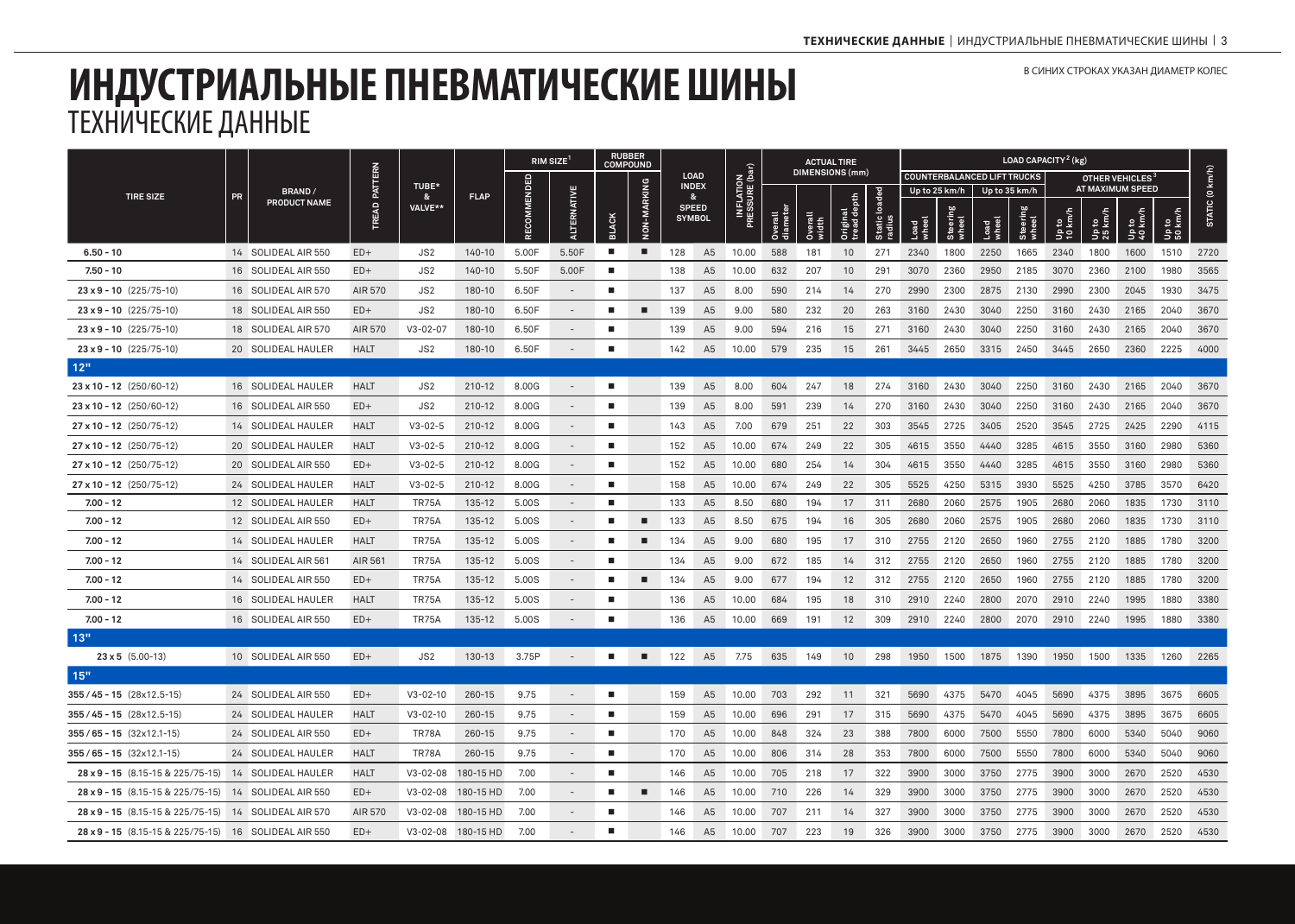# ИНДУСТРИАЛЬНЫЕ ПНЕВМАТИЧЕСКИЕ ШИНЫ

## ТЕХНИЧЕСКИЕ ДАННЫЕ

В СИНИХ СТРОКАХ УКАЗАН ДИАМЕТР КОЛЕС

| TIRE SIZE | PR | BRAND / PRODUCT NAME | TREAD PATTERN | TUBE* & VALVE** | FLAP | RIM SIZE[1] | | RUBBER COMPOUND | | LOAD INDEX & SPEED SYMBOL | | INFLATION PRESSURE (bar) | ACTUAL TIRE DIMENSIONS (mm) | | | | LOAD CAPACITY[2] (kg) | | | | | | | | STATIC (0 km/h) |
|---|---|---|---|---|---|---|---|---|---|---|---|---|---|---|---|---|---|---|---|---|---|---|---|---|---|
| | | | | | | | | | | | | | | | | | COUNTERBALANCED LIFT TRUCKS | | | | OTHER VEHICLES[3] AT MAXIMUM SPEED | | | | |
| | | | | | | | | | | | | | | | | | Up to 25 km/h | | Up to 35 km/h | | | | | | |
| | | | | | | RECOMMENDED | ALTERNATIVE | BLACK | NON-MARKING | | | | Overall diameter | Overall width | Original tread depth | Static loaded radius | Load wheel | Steering wheel | Load wheel | Steering wheel | Up to 10 km/h | Up to 25 km/h | Up to 40 km/h | Up to 50 km/h | |
| **6.50 - 10** | 14 | SOLIDEAL AIR 550 | ED+ | JS2 | 140-10 | 5.00F | 5.50F | ■ | ■ | 128 | A5 | 10.00 | 588 | 181 | 10 | 271 | 2340 | 1800 | 2250 | 1665 | 2340 | 1800 | 1600 | 1510 | 2720 |
| **7.50 - 10** | 16 | SOLIDEAL AIR 550 | ED+ | JS2 | 140-10 | 5.50F | 5.00F | ■ | | 138 | A5 | 10.00 | 632 | 207 | 10 | 291 | 3070 | 2360 | 2950 | 2185 | 3070 | 2360 | 2100 | 1980 | 3565 |
| **23 x 9 - 10** (225/75-10) | 16 | SOLIDEAL AIR 570 | AIR 570 | JS2 | 180-10 | 6.50F | - | ■ | | 137 | A5 | 8.00 | 590 | 214 | 14 | 270 | 2990 | 2300 | 2875 | 2130 | 2990 | 2300 | 2045 | 1930 | 3475 |
| **23 x 9 - 10** (225/75-10) | 18 | SOLIDEAL AIR 550 | ED+ | JS2 | 180-10 | 6.50F | - | ■ | ■ | 139 | A5 | 9.00 | 580 | 232 | 20 | 263 | 3160 | 2430 | 3040 | 2250 | 3160 | 2430 | 2165 | 2040 | 3670 |
| **23 x 9 - 10** (225/75-10) | 18 | SOLIDEAL AIR 570 | AIR 570 | V3-02-07 | 180-10 | 6.50F | - | ■ | | 139 | A5 | 9.00 | 594 | 216 | 15 | 271 | 3160 | 2430 | 3040 | 2250 | 3160 | 2430 | 2165 | 2040 | 3670 |
| **23 x 9 - 10** (225/75-10) | 20 | SOLIDEAL HAULER | HALT | JS2 | 180-10 | 6.50F | - | ■ | | 142 | A5 | 10.00 | 579 | 235 | 15 | 261 | 3445 | 2650 | 3315 | 2450 | 3445 | 2650 | 2360 | 2225 | 4000 |
| **12"** | | | | | | | | | | | | | | | | | | | | | | | | | |
| **23 x 10 - 12** (250/60-12) | 16 | SOLIDEAL HAULER | HALT | JS2 | 210-12 | 8.00G | - | ■ | | 139 | A5 | 8.00 | 604 | 247 | 18 | 274 | 3160 | 2430 | 3040 | 2250 | 3160 | 2430 | 2165 | 2040 | 3670 |
| **23 x 10 - 12** (250/60-12) | 16 | SOLIDEAL AIR 550 | ED+ | JS2 | 210-12 | 8.00G | - | ■ | | 139 | A5 | 8.00 | 591 | 239 | 14 | 270 | 3160 | 2430 | 3040 | 2250 | 3160 | 2430 | 2165 | 2040 | 3670 |
| **27 x 10 - 12** (250/75-12) | 14 | SOLIDEAL HAULER | HALT | V3-02-5 | 210-12 | 8.00G | - | ■ | | 143 | A5 | 7.00 | 679 | 251 | 22 | 303 | 3545 | 2725 | 3405 | 2520 | 3545 | 2725 | 2425 | 2290 | 4115 |
| **27 x 10 - 12** (250/75-12) | 20 | SOLIDEAL HAULER | HALT | V3-02-5 | 210-12 | 8.00G | - | ■ | | 152 | A5 | 10.00 | 674 | 249 | 22 | 305 | 4615 | 3550 | 4440 | 3285 | 4615 | 3550 | 3160 | 2980 | 5360 |
| **27 x 10 - 12** (250/75-12) | 20 | SOLIDEAL AIR 550 | ED+ | V3-02-5 | 210-12 | 8.00G | - | ■ | | 152 | A5 | 10.00 | 680 | 254 | 14 | 304 | 4615 | 3550 | 4440 | 3285 | 4615 | 3550 | 3160 | 2980 | 5360 |
| **27 x 10 - 12** (250/75-12) | 24 | SOLIDEAL HAULER | HALT | V3-02-5 | 210-12 | 8.00G | - | ■ | | 158 | A5 | 10.00 | 674 | 249 | 22 | 305 | 5525 | 4250 | 5315 | 3930 | 5525 | 4250 | 3785 | 3570 | 6420 |
| **7.00 - 12** | 12 | SOLIDEAL HAULER | HALT | TR75A | 135-12 | 5.00S | - | ■ | | 133 | A5 | 8.50 | 680 | 194 | 17 | 311 | 2680 | 2060 | 2575 | 1905 | 2680 | 2060 | 1835 | 1730 | 3110 |
| **7.00 - 12** | 12 | SOLIDEAL AIR 550 | ED+ | TR75A | 135-12 | 5.00S | - | ■ | ■ | 133 | A5 | 8.50 | 675 | 194 | 16 | 305 | 2680 | 2060 | 2575 | 1905 | 2680 | 2060 | 1835 | 1730 | 3110 |
| **7.00 - 12** | 14 | SOLIDEAL HAULER | HALT | TR75A | 135-12 | 5.00S | - | ■ | ■ | 134 | A5 | 9.00 | 680 | 195 | 17 | 310 | 2755 | 2120 | 2650 | 1960 | 2755 | 2120 | 1885 | 1780 | 3200 |
| **7.00 - 12** | 14 | SOLIDEAL AIR 561 | AIR 561 | TR75A | 135-12 | 5.00S | - | ■ | | 134 | A5 | 9.00 | 672 | 185 | 14 | 312 | 2755 | 2120 | 2650 | 1960 | 2755 | 2120 | 1885 | 1780 | 3200 |
| **7.00 - 12** | 14 | SOLIDEAL AIR 550 | ED+ | TR75A | 135-12 | 5.00S | - | ■ | ■ | 134 | A5 | 9.00 | 677 | 194 | 12 | 312 | 2755 | 2120 | 2650 | 1960 | 2755 | 2120 | 1885 | 1780 | 3200 |
| **7.00 - 12** | 16 | SOLIDEAL HAULER | HALT | TR75A | 135-12 | 5.00S | - | ■ | | 136 | A5 | 10.00 | 684 | 195 | 18 | 310 | 2910 | 2240 | 2800 | 2070 | 2910 | 2240 | 1995 | 1880 | 3380 |
| **7.00 - 12** | 16 | SOLIDEAL AIR 550 | ED+ | TR75A | 135-12 | 5.00S | - | ■ | | 136 | A5 | 10.00 | 669 | 191 | 12 | 309 | 2910 | 2240 | 2800 | 2070 | 2910 | 2240 | 1995 | 1880 | 3380 |
| **13"** | | | | | | | | | | | | | | | | | | | | | | | | | |
| **23 x 5** (5.00-13) | 10 | SOLIDEAL AIR 550 | ED+ | JS2 | 130-13 | 3.75P | - | ■ | ■ | 122 | A5 | 7.75 | 635 | 149 | 10 | 298 | 1950 | 1500 | 1875 | 1390 | 1950 | 1500 | 1335 | 1260 | 2265 |
| **15"** | | | | | | | | | | | | | | | | | | | | | | | | | |
| **355 / 45 - 15** (28x12.5-15) | 24 | SOLIDEAL AIR 550 | ED+ | V3-02-10 | 260-15 | 9.75 | - | ■ | | 159 | A5 | 10.00 | 703 | 292 | 11 | 321 | 5690 | 4375 | 5470 | 4045 | 5690 | 4375 | 3895 | 3675 | 6605 |
| **355 / 45 - 15** (28x12.5-15) | 24 | SOLIDEAL HAULER | HALT | V3-02-10 | 260-15 | 9.75 | - | ■ | | 159 | A5 | 10.00 | 696 | 291 | 17 | 315 | 5690 | 4375 | 5470 | 4045 | 5690 | 4375 | 3895 | 3675 | 6605 |
| **355 / 65 - 15** (32x12.1-15) | 24 | SOLIDEAL AIR 550 | ED+ | TR78A | 260-15 | 9.75 | - | ■ | | 170 | A5 | 10.00 | 848 | 324 | 23 | 388 | 7800 | 6000 | 7500 | 5550 | 7800 | 6000 | 5340 | 5040 | 9060 |
| **355 / 65 - 15** (32x12.1-15) | 24 | SOLIDEAL HAULER | HALT | TR78A | 260-15 | 9.75 | - | ■ | | 170 | A5 | 10.00 | 806 | 314 | 28 | 353 | 7800 | 6000 | 7500 | 5550 | 7800 | 6000 | 5340 | 5040 | 9060 |
| **28 x 9 - 15** (8.15-15 & 225/75-15) | 14 | SOLIDEAL HAULER | HALT | V3-02-08 | 180-15 HD | 7.00 | - | ■ | | 146 | A5 | 10.00 | 705 | 218 | 17 | 322 | 3900 | 3000 | 3750 | 2775 | 3900 | 3000 | 2670 | 2520 | 4530 |
| **28 x 9 - 15** (8.15-15 & 225/75-15) | 14 | SOLIDEAL AIR 550 | ED+ | V3-02-08 | 180-15 HD | 7.00 | - | ■ | ■ | 146 | A5 | 10.00 | 710 | 226 | 14 | 329 | 3900 | 3000 | 3750 | 2775 | 3900 | 3000 | 2670 | 2520 | 4530 |
| **28 x 9 - 15** (8.15-15 & 225/75-15) | 14 | SOLIDEAL AIR 570 | AIR 570 | V3-02-08 | 180-15 HD | 7.00 | - | ■ | | 146 | A5 | 10.00 | 707 | 211 | 14 | 327 | 3900 | 3000 | 3750 | 2775 | 3900 | 3000 | 2670 | 2520 | 4530 |
| **28 x 9 - 15** (8.15-15 & 225/75-15) | 16 | SOLIDEAL AIR 550 | ED+ | V3-02-08 | 180-15 HD | 7.00 | - | ■ | | 146 | A5 | 10.00 | 707 | 223 | 19 | 326 | 3900 | 3000 | 3750 | 2775 | 3900 | 3000 | 2670 | 2520 | 4530 |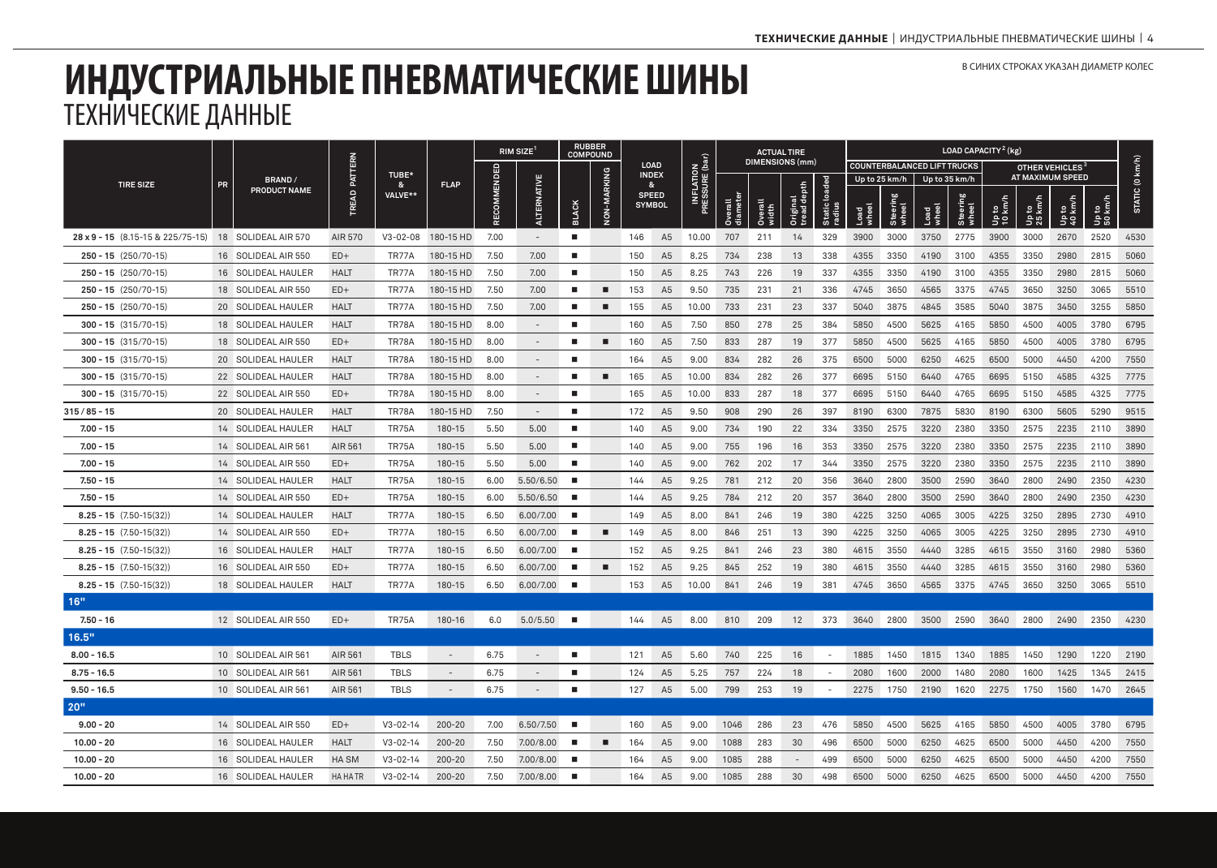# ИНДУСТРИАЛЬНЫЕ ПНЕВМАТИЧЕСКИЕ ШИНЫ
## ТЕХНИЧЕСКИЕ ДАННЫЕ

В СИНИХ СТРОКАХ УКАЗАН ДИАМЕТР КОЛЕС

| TIRE SIZE | PR | BRAND / PRODUCT NAME | TREAD PATTERN | TUBE* & VALVE** | FLAP | RIM SIZE[1] | | RUBBER COMPOUND | | LOAD INDEX & SPEED SYMBOL | | INFLATION PRESSURE (bar) | ACTUAL TIRE DIMENSIONS (mm) | | | | LOAD CAPACITY[2] (kg) | | | | | | | | |
|---|---|---|---|---|---|---|---|---|---|---|---|---|---|---|---|---|---|---|---|---|---|---|---|---|---|
| | | | | | | | | | | | | | | | | | COUNTERBALANCED LIFT TRUCKS | | | | OTHER VEHICLES[3] AT MAXIMUM SPEED | | | | STATIC (0 km/h) |
| | | | | | | | | | | | | | | | | | Up to 25 km/h | | Up to 35 km/h | | | | | | |
| | | | | | | RECOMMENDED | ALTERNATIVE | BLACK | NON-MARKING | | | | Overall diameter | Overall width | Original tread depth | Static loaded radius | Load wheel | Steering wheel | Load wheel | Steering wheel | Up to 10 km/h | Up to 25 km/h | Up to 40 km/h | Up to 50 km/h | |
| **28 x 9 - 15** (8.15-15 & 225/75-15) | 18 | SOLIDEAL AIR 570 | AIR 570 | V3-02-08 | 180-15 HD | 7.00 | - | ■ | | 146 | A5 | 10.00 | 707 | 211 | 14 | 329 | 3900 | 3000 | 3750 | 2775 | 3900 | 3000 | 2670 | 2520 | 4530 |
| **250 - 15** (250/70-15) | 16 | SOLIDEAL AIR 550 | ED+ | TR77A | 180-15 HD | 7.50 | 7.00 | ■ | | 150 | A5 | 8.25 | 734 | 238 | 13 | 338 | 4355 | 3350 | 4190 | 3100 | 4355 | 3350 | 2980 | 2815 | 5060 |
| **250 - 15** (250/70-15) | 16 | SOLIDEAL HAULER | HALT | TR77A | 180-15 HD | 7.50 | 7.00 | ■ | | 150 | A5 | 8.25 | 743 | 226 | 19 | 337 | 4355 | 3350 | 4190 | 3100 | 4355 | 3350 | 2980 | 2815 | 5060 |
| **250 - 15** (250/70-15) | 18 | SOLIDEAL AIR 550 | ED+ | TR77A | 180-15 HD | 7.50 | 7.00 | ■ | ■ | 153 | A5 | 9.50 | 735 | 231 | 21 | 336 | 4745 | 3650 | 4565 | 3375 | 4745 | 3650 | 3250 | 3065 | 5510 |
| **250 - 15** (250/70-15) | 20 | SOLIDEAL HAULER | HALT | TR77A | 180-15 HD | 7.50 | 7.00 | ■ | ■ | 155 | A5 | 10.00 | 733 | 231 | 23 | 337 | 5040 | 3875 | 4845 | 3585 | 5040 | 3875 | 3450 | 3255 | 5850 |
| **300 - 15** (315/70-15) | 18 | SOLIDEAL HAULER | HALT | TR78A | 180-15 HD | 8.00 | - | ■ | | 160 | A5 | 7.50 | 850 | 278 | 25 | 384 | 5850 | 4500 | 5625 | 4165 | 5850 | 4500 | 4005 | 3780 | 6795 |
| **300 - 15** (315/70-15) | 18 | SOLIDEAL AIR 550 | ED+ | TR78A | 180-15 HD | 8.00 | - | ■ | ■ | 160 | A5 | 7.50 | 833 | 287 | 19 | 377 | 5850 | 4500 | 5625 | 4165 | 5850 | 4500 | 4005 | 3780 | 6795 |
| **300 - 15** (315/70-15) | 20 | SOLIDEAL HAULER | HALT | TR78A | 180-15 HD | 8.00 | - | ■ | | 164 | A5 | 9.00 | 834 | 282 | 26 | 375 | 6500 | 5000 | 6250 | 4625 | 6500 | 5000 | 4450 | 4200 | 7550 |
| **300 - 15** (315/70-15) | 22 | SOLIDEAL HAULER | HALT | TR78A | 180-15 HD | 8.00 | - | ■ | ■ | 165 | A5 | 10.00 | 834 | 282 | 26 | 377 | 6695 | 5150 | 6440 | 4765 | 6695 | 5150 | 4585 | 4325 | 7775 |
| **300 - 15** (315/70-15) | 22 | SOLIDEAL AIR 550 | ED+ | TR78A | 180-15 HD | 8.00 | - | ■ | | 165 | A5 | 10.00 | 833 | 287 | 18 | 377 | 6695 | 5150 | 6440 | 4765 | 6695 | 5150 | 4585 | 4325 | 7775 |
| **315 / 85 - 15** | 20 | SOLIDEAL HAULER | HALT | TR78A | 180-15 HD | 7.50 | - | ■ | | 172 | A5 | 9.50 | 908 | 290 | 26 | 397 | 8190 | 6300 | 7875 | 5830 | 8190 | 6300 | 5605 | 5290 | 9515 |
| **7.00 - 15** | 14 | SOLIDEAL HAULER | HALT | TR75A | 180-15 | 5.50 | 5.00 | ■ | | 140 | A5 | 9.00 | 734 | 190 | 22 | 334 | 3350 | 2575 | 3220 | 2380 | 3350 | 2575 | 2235 | 2110 | 3890 |
| **7.00 - 15** | 14 | SOLIDEAL AIR 561 | AIR 561 | TR75A | 180-15 | 5.50 | 5.00 | ■ | | 140 | A5 | 9.00 | 755 | 196 | 16 | 353 | 3350 | 2575 | 3220 | 2380 | 3350 | 2575 | 2235 | 2110 | 3890 |
| **7.00 - 15** | 14 | SOLIDEAL AIR 550 | ED+ | TR75A | 180-15 | 5.50 | 5.00 | ■ | | 140 | A5 | 9.00 | 762 | 202 | 17 | 344 | 3350 | 2575 | 3220 | 2380 | 3350 | 2575 | 2235 | 2110 | 3890 |
| **7.50 - 15** | 14 | SOLIDEAL HAULER | HALT | TR75A | 180-15 | 6.00 | 5.50/6.50 | ■ | | 144 | A5 | 9.25 | 781 | 212 | 20 | 356 | 3640 | 2800 | 3500 | 2590 | 3640 | 2800 | 2490 | 2350 | 4230 |
| **7.50 - 15** | 14 | SOLIDEAL AIR 550 | ED+ | TR75A | 180-15 | 6.00 | 5.50/6.50 | ■ | | 144 | A5 | 9.25 | 784 | 212 | 20 | 357 | 3640 | 2800 | 3500 | 2590 | 3640 | 2800 | 2490 | 2350 | 4230 |
| **8.25 - 15** (7.50-15(32)) | 14 | SOLIDEAL HAULER | HALT | TR77A | 180-15 | 6.50 | 6.00/7.00 | ■ | | 149 | A5 | 8.00 | 841 | 246 | 19 | 380 | 4225 | 3250 | 4065 | 3005 | 4225 | 3250 | 2895 | 2730 | 4910 |
| **8.25 - 15** (7.50-15(32)) | 14 | SOLIDEAL AIR 550 | ED+ | TR77A | 180-15 | 6.50 | 6.00/7.00 | ■ | ■ | 149 | A5 | 8.00 | 846 | 251 | 13 | 390 | 4225 | 3250 | 4065 | 3005 | 4225 | 3250 | 2895 | 2730 | 4910 |
| **8.25 - 15** (7.50-15(32)) | 16 | SOLIDEAL HAULER | HALT | TR77A | 180-15 | 6.50 | 6.00/7.00 | ■ | | 152 | A5 | 9.25 | 841 | 246 | 23 | 380 | 4615 | 3550 | 4440 | 3285 | 4615 | 3550 | 3160 | 2980 | 5360 |
| **8.25 - 15** (7.50-15(32)) | 16 | SOLIDEAL AIR 550 | ED+ | TR77A | 180-15 | 6.50 | 6.00/7.00 | ■ | ■ | 152 | A5 | 9.25 | 845 | 252 | 19 | 380 | 4615 | 3550 | 4440 | 3285 | 4615 | 3550 | 3160 | 2980 | 5360 |
| **8.25 - 15** (7.50-15(32)) | 18 | SOLIDEAL HAULER | HALT | TR77A | 180-15 | 6.50 | 6.00/7.00 | ■ | | 153 | A5 | 10.00 | 841 | 246 | 19 | 381 | 4745 | 3650 | 4565 | 3375 | 4745 | 3650 | 3250 | 3065 | 5510 |
| **16"** | | | | | | | | | | | | | | | | | | | | | | | | | |
| **7.50 - 16** | 12 | SOLIDEAL AIR 550 | ED+ | TR75A | 180-16 | 6.0 | 5.0/5.50 | ■ | | 144 | A5 | 8.00 | 810 | 209 | 12 | 373 | 3640 | 2800 | 3500 | 2590 | 3640 | 2800 | 2490 | 2350 | 4230 |
| **16.5"** | | | | | | | | | | | | | | | | | | | | | | | | | |
| **8.00 - 16.5** | 10 | SOLIDEAL AIR 561 | AIR 561 | TBLS | - | 6.75 | - | ■ | | 121 | A5 | 5.60 | 740 | 225 | 16 | - | 1885 | 1450 | 1815 | 1340 | 1885 | 1450 | 1290 | 1220 | 2190 |
| **8.75 - 16.5** | 10 | SOLIDEAL AIR 561 | AIR 561 | TBLS | - | 6.75 | - | ■ | | 124 | A5 | 5.25 | 757 | 224 | 18 | - | 2080 | 1600 | 2000 | 1480 | 2080 | 1600 | 1425 | 1345 | 2415 |
| **9.50 - 16.5** | 10 | SOLIDEAL AIR 561 | AIR 561 | TBLS | - | 6.75 | - | ■ | | 127 | A5 | 5.00 | 799 | 253 | 19 | - | 2275 | 1750 | 2190 | 1620 | 2275 | 1750 | 1560 | 1470 | 2645 |
| **20"** | | | | | | | | | | | | | | | | | | | | | | | | | |
| **9.00 - 20** | 14 | SOLIDEAL AIR 550 | ED+ | V3-02-14 | 200-20 | 7.00 | 6.50/7.50 | ■ | | 160 | A5 | 9.00 | 1046 | 286 | 23 | 476 | 5850 | 4500 | 5625 | 4165 | 5850 | 4500 | 4005 | 3780 | 6795 |
| **10.00 - 20** | 16 | SOLIDEAL HAULER | HALT | V3-02-14 | 200-20 | 7.50 | 7.00/8.00 | ■ | ■ | 164 | A5 | 9.00 | 1088 | 283 | 30 | 496 | 6500 | 5000 | 6250 | 4625 | 6500 | 5000 | 4450 | 4200 | 7550 |
| **10.00 - 20** | 16 | SOLIDEAL HAULER | HA SM | V3-02-14 | 200-20 | 7.50 | 7.00/8.00 | ■ | | 164 | A5 | 9.00 | 1085 | 288 | - | 499 | 6500 | 5000 | 6250 | 4625 | 6500 | 5000 | 4450 | 4200 | 7550 |
| **10.00 - 20** | 16 | SOLIDEAL HAULER | HA HATR | V3-02-14 | 200-20 | 7.50 | 7.00/8.00 | ■ | | 164 | A5 | 9.00 | 1085 | 288 | 30 | 498 | 6500 | 5000 | 6250 | 4625 | 6500 | 5000 | 4450 | 4200 | 7550 |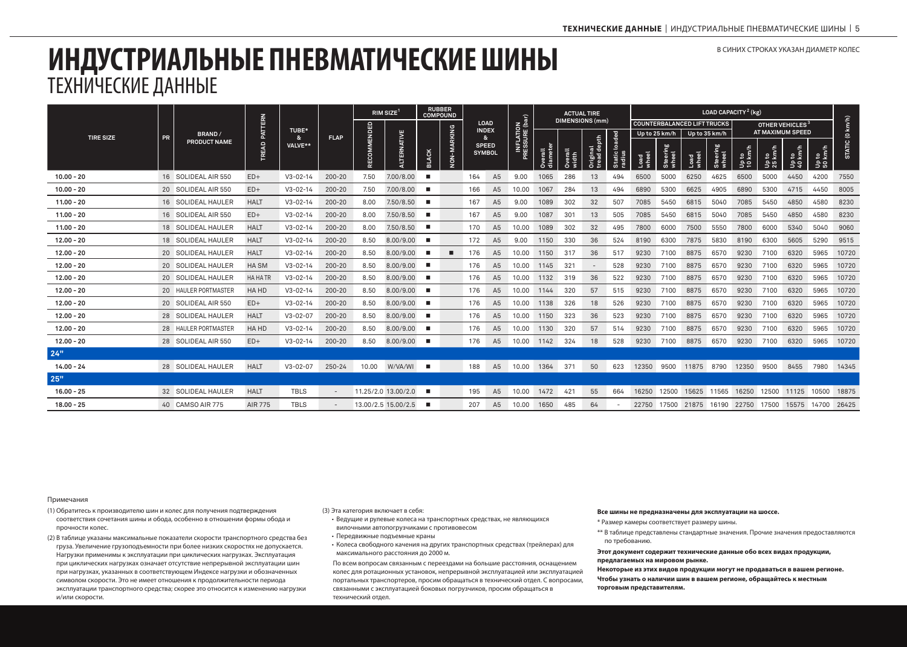# ИНДУСТРИАЛЬНЫЕ ПНЕВМАТИЧЕСКИЕ ШИНЫ
## ТЕХНИЧЕСКИЕ ДАННЫЕ

В СИНИХ СТРОКАХ УКАЗАН ДИАМЕТР КОЛЕС

| TIRE SIZE | PR | BRAND / PRODUCT NAME | TREAD PATTERN | TUBE* & VALVE** | FLAP | RIM SIZE[1] | | RUBBER COMPOUND | | LOAD INDEX & SPEED SYMBOL | | INFLATION PRESSURE (bar) | ACTUAL TIRE DIMENSIONS (mm) | | | | LOAD CAPACITY[2] (kg) | | | | | | | | |
|---|---|---|---|---|---|---|---|---|---|---|---|---|---|---|---|---|---|---|---|---|---|---|---|---|---|
| | | | | | | | | | | | | | | | | | COUNTERBALANCED LIFT TRUCKS | | | | OTHER VEHICLES[3] AT MAXIMUM SPEED | | | | STATIC (0 km/h) |
| | | | | | | | | | | | | | | | | | Up to 25 km/h | | Up to 35 km/h | | | | | | |
| | | | | | | RECOMMENDED | ALTERNATIVE | BLACK | NON-MARKING | | | | Overall diameter | Overall width | Original tread depth | Static loaded radius | Load wheel | Steering wheel | Load wheel | Steering wheel | Up to 10 km/h | Up to 25 km/h | Up to 40 km/h | Up to 50 km/h | |
| 10.00 - 20 | 16 | SOLIDEAL AIR 550 | ED+ | V3-02-14 | 200-20 | 7.50 | 7.00/8.00 | ■ | | 164 | A5 | 9.00 | 1065 | 286 | 13 | 494 | 6500 | 5000 | 6250 | 4625 | 6500 | 5000 | 4450 | 4200 | 7550 |
| 10.00 - 20 | 20 | SOLIDEAL AIR 550 | ED+ | V3-02-14 | 200-20 | 7.50 | 7.00/8.00 | ■ | | 166 | A5 | 10.00 | 1067 | 284 | 13 | 494 | 6890 | 5300 | 6625 | 4905 | 6890 | 5300 | 4715 | 4450 | 8005 |
| 11.00 - 20 | 16 | SOLIDEAL HAULER | HALT | V3-02-14 | 200-20 | 8.00 | 7.50/8.50 | ■ | | 167 | A5 | 9.00 | 1089 | 302 | 32 | 507 | 7085 | 5450 | 6815 | 5040 | 7085 | 5450 | 4850 | 4580 | 8230 |
| 11.00 - 20 | 16 | SOLIDEAL AIR 550 | ED+ | V3-02-14 | 200-20 | 8.00 | 7.50/8.50 | ■ | | 167 | A5 | 9.00 | 1087 | 301 | 13 | 505 | 7085 | 5450 | 6815 | 5040 | 7085 | 5450 | 4850 | 4580 | 8230 |
| 11.00 - 20 | 18 | SOLIDEAL HAULER | HALT | V3-02-14 | 200-20 | 8.00 | 7.50/8.50 | ■ | | 170 | A5 | 10.00 | 1089 | 302 | 32 | 495 | 7800 | 6000 | 7500 | 5550 | 7800 | 6000 | 5340 | 5040 | 9060 |
| 12.00 - 20 | 18 | SOLIDEAL HAULER | HALT | V3-02-14 | 200-20 | 8.50 | 8.00/9.00 | ■ | | 172 | A5 | 9.00 | 1150 | 330 | 36 | 524 | 8190 | 6300 | 7875 | 5830 | 8190 | 6300 | 5605 | 5290 | 9515 |
| 12.00 - 20 | 20 | SOLIDEAL HAULER | HALT | V3-02-14 | 200-20 | 8.50 | 8.00/9.00 | ■ | ■ | 176 | A5 | 10.00 | 1150 | 317 | 36 | 517 | 9230 | 7100 | 8875 | 6570 | 9230 | 7100 | 6320 | 5965 | 10720 |
| 12.00 - 20 | 20 | SOLIDEAL HAULER | HA SM | V3-02-14 | 200-20 | 8.50 | 8.00/9.00 | ■ | | 176 | A5 | 10.00 | 1145 | 321 | - | 528 | 9230 | 7100 | 8875 | 6570 | 9230 | 7100 | 6320 | 5965 | 10720 |
| 12.00 - 20 | 20 | SOLIDEAL HAULER | HA HA TR | V3-02-14 | 200-20 | 8.50 | 8.00/9.00 | ■ | | 176 | A5 | 10.00 | 1132 | 319 | 36 | 522 | 9230 | 7100 | 8875 | 6570 | 9230 | 7100 | 6320 | 5965 | 10720 |
| 12.00 - 20 | 20 | HAULER PORTMASTER | HA HD | V3-02-14 | 200-20 | 8.50 | 8.00/9.00 | ■ | | 176 | A5 | 10.00 | 1144 | 320 | 57 | 515 | 9230 | 7100 | 8875 | 6570 | 9230 | 7100 | 6320 | 5965 | 10720 |
| 12.00 - 20 | 20 | SOLIDEAL AIR 550 | ED+ | V3-02-14 | 200-20 | 8.50 | 8.00/9.00 | ■ | | 176 | A5 | 10.00 | 1138 | 326 | 18 | 526 | 9230 | 7100 | 8875 | 6570 | 9230 | 7100 | 6320 | 5965 | 10720 |
| 12.00 - 20 | 28 | SOLIDEAL HAULER | HALT | V3-02-07 | 200-20 | 8.50 | 8.00/9.00 | ■ | | 176 | A5 | 10.00 | 1150 | 323 | 36 | 523 | 9230 | 7100 | 8875 | 6570 | 9230 | 7100 | 6320 | 5965 | 10720 |
| 12.00 - 20 | 28 | HAULER PORTMASTER | HA HD | V3-02-14 | 200-20 | 8.50 | 8.00/9.00 | ■ | | 176 | A5 | 10.00 | 1130 | 320 | 57 | 514 | 9230 | 7100 | 8875 | 6570 | 9230 | 7100 | 6320 | 5965 | 10720 |
| 12.00 - 20 | 28 | SOLIDEAL AIR 550 | ED+ | V3-02-14 | 200-20 | 8.50 | 8.00/9.00 | ■ | | 176 | A5 | 10.00 | 1142 | 324 | 18 | 528 | 9230 | 7100 | 8875 | 6570 | 9230 | 7100 | 6320 | 5965 | 10720 |
| 24" | | | | | | | | | | | | | | | | | | | | | | | | | |
| 14.00 - 24 | 28 | SOLIDEAL HAULER | HALT | V3-02-07 | 250-24 | 10.00 | W/VA/WI | ■ | | 188 | A5 | 10.00 | 1364 | 371 | 50 | 623 | 12350 | 9500 | 11875 | 8790 | 12350 | 9500 | 8455 | 7980 | 14345 |
| 25" | | | | | | | | | | | | | | | | | | | | | | | | | |
| 16.00 - 25 | 32 | SOLIDEAL HAULER | HALT | TBLS | - | 11.25/2.0 | 13.00/2.0 | ■ | | 195 | A5 | 10.00 | 1472 | 421 | 55 | 664 | 16250 | 12500 | 15625 | 11565 | 16250 | 12500 | 11125 | 10500 | 18875 |
| 18.00 - 25 | 40 | CAMSO AIR 775 | AIR 775 | TBLS | - | 13.00/2.5 | 15.00/2.5 | ■ | | 207 | A5 | 10.00 | 1650 | 485 | 64 | - | 22750 | 17500 | 21875 | 16190 | 22750 | 17500 | 15575 | 14700 | 26425 |

Примечания

(1) Обратитесь к производителю шин и колес для получения подтверждения соответствия сочетания шины и обода, особенно в отношении формы обода и прочности колес.

(2) В таблице указаны максимальные показатели скорости транспортного средства без груза. Увеличение грузоподъемности при более низких скоростях не допускается. Нагрузки применимы к эксплуатации при циклических нагрузках. Эксплуатация при циклических нагрузках означает отсутствие непрерывной эксплуатации шин при нагрузках, указанных в соответствующем Индексе нагрузки и обозначенных символом скорости. Это не имеет отношения к продолжительности периода эксплуатации транспортного средства; скорее это относится к изменению нагрузки и/или скорости.

(3) Эта категория включает в себя:

- Ведущие и рулевые колеса на транспортных средствах, не являющихся вилочными автопогрузчиками с противовесом
- Передвижные подъемные краны
- Колеса свободного качения на других транспортных средствах (трейлерах) для максимального расстояния до 2000 м.

По всем вопросам связанным с переездами на большие расстояния, оснащением колес для ротационных установок, непрерывной эксплуатацией или эксплуатацией портальных транспортеров, просим обращаться в технический отдел. С вопросами, связанными с эксплуатацией боковых погрузчиков, просим обращаться в технический отдел.

**Все шины не предназначены для эксплуатации на шоссе.**

\* Размер камеры соответствует размеру шины.

\*\* В таблице представлены стандартные значения. Прочие значения предоставляются по требованию.

**Этот документ содержит технические данные обо всех видах продукции, предлагаемых на мировом рынке.**

**Некоторые из этих видов продукции могут не продаваться в вашем регионе. Чтобы узнать о наличии шин в вашем регионе, обращайтесь к местным торговым представителям.**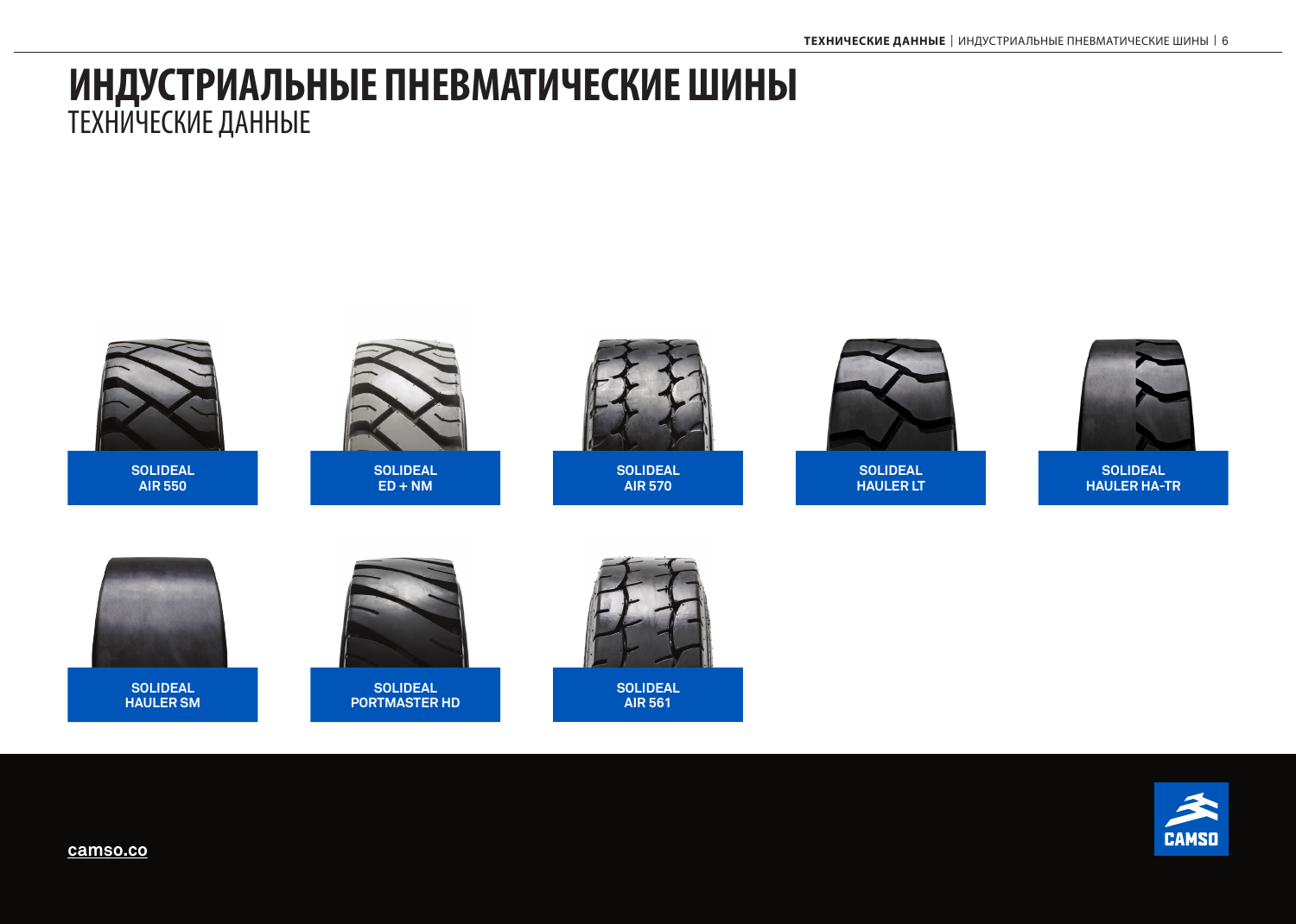# ИНДУСТРИАЛЬНЫЕ ПНЕВМАТИЧЕСКИЕ ШИНЫ

## ТЕХНИЧЕСКИЕ ДАННЫЕ

SOLIDEAL
AIR 550

SOLIDEAL
ED + NM

SOLIDEAL
AIR 570

SOLIDEAL
HAULER LT

SOLIDEAL
HAULER HA-TR

SOLIDEAL
HAULER SM

SOLIDEAL
PORTMASTER HD

SOLIDEAL
AIR 561

camso.co

CAMSO